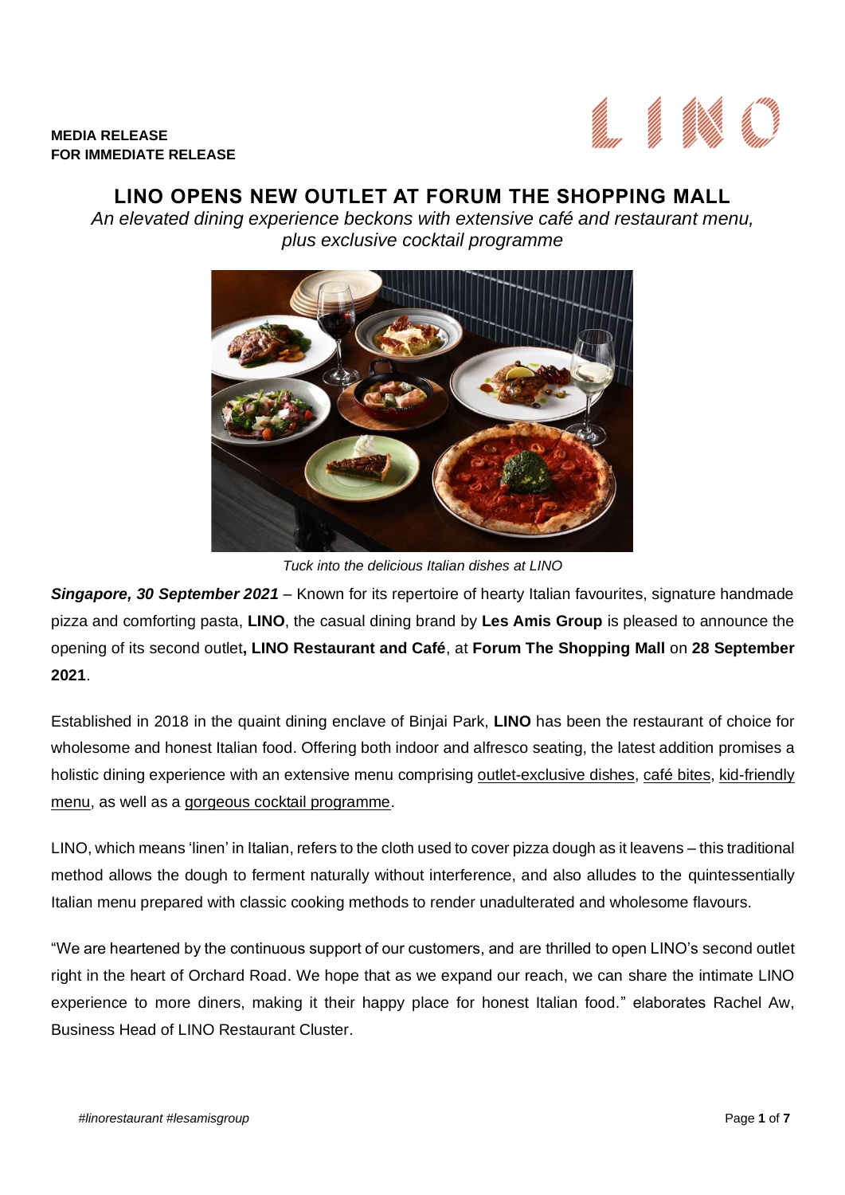**MEDIA RELEASE**
**FOR IMMEDIATE RELEASE**

# LINO OPENS NEW OUTLET AT FORUM THE SHOPPING MALL

*An elevated dining experience beckons with extensive café and restaurant menu, plus exclusive cocktail programme*

*Tuck into the delicious Italian dishes at LINO*

***Singapore, 30 September 2021*** – Known for its repertoire of hearty Italian favourites, signature handmade pizza and comforting pasta, **LINO**, the casual dining brand by **Les Amis Group** is pleased to announce the opening of its second outlet**, LINO Restaurant and Café**, at **Forum The Shopping Mall** on **28 September 2021**.

Established in 2018 in the quaint dining enclave of Binjai Park, **LINO** has been the restaurant of choice for wholesome and honest Italian food. Offering both indoor and alfresco seating, the latest addition promises a holistic dining experience with an extensive menu comprising outlet-exclusive dishes, café bites, kid-friendly menu, as well as a gorgeous cocktail programme.

LINO, which means 'linen' in Italian, refers to the cloth used to cover pizza dough as it leavens – this traditional method allows the dough to ferment naturally without interference, and also alludes to the quintessentially Italian menu prepared with classic cooking methods to render unadulterated and wholesome flavours.

"We are heartened by the continuous support of our customers, and are thrilled to open LINO's second outlet right in the heart of Orchard Road. We hope that as we expand our reach, we can share the intimate LINO experience to more diners, making it their happy place for honest Italian food." elaborates Rachel Aw, Business Head of LINO Restaurant Cluster.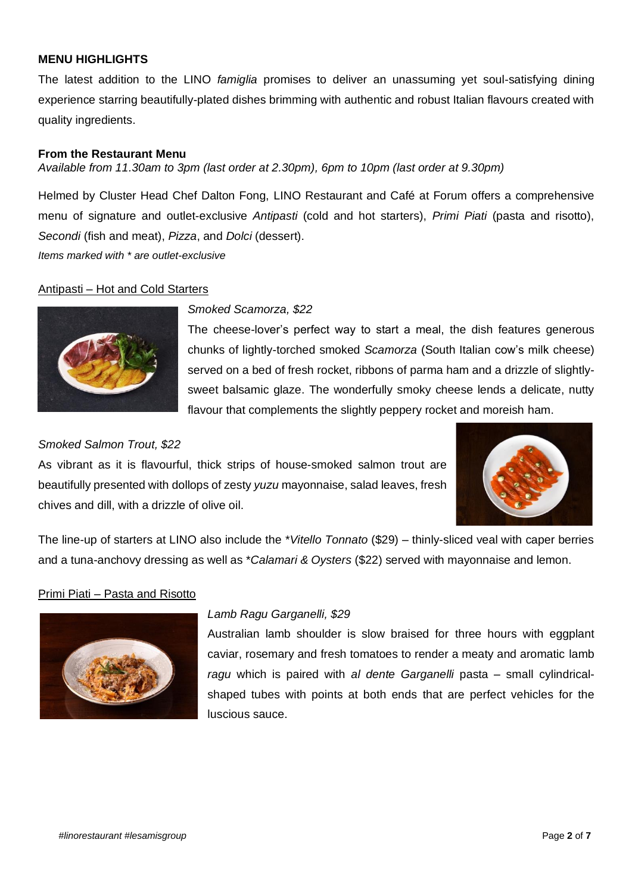**MENU HIGHLIGHTS**

The latest addition to the LINO *famiglia* promises to deliver an unassuming yet soul-satisfying dining experience starring beautifully-plated dishes brimming with authentic and robust Italian flavours created with quality ingredients.

**From the Restaurant Menu**

*Available from 11.30am to 3pm (last order at 2.30pm), 6pm to 10pm (last order at 9.30pm)*

Helmed by Cluster Head Chef Dalton Fong, LINO Restaurant and Café at Forum offers a comprehensive menu of signature and outlet-exclusive *Antipasti* (cold and hot starters), *Primi Piati* (pasta and risotto), *Secondi* (fish and meat), *Pizza*, and *Dolci* (dessert).

*Items marked with * are outlet-exclusive*

Antipasti – Hot and Cold Starters

*Smoked Scamorza, $22*

The cheese-lover's perfect way to start a meal, the dish features generous chunks of lightly-torched smoked *Scamorza* (South Italian cow's milk cheese) served on a bed of fresh rocket, ribbons of parma ham and a drizzle of slightly-sweet balsamic glaze. The wonderfully smoky cheese lends a delicate, nutty flavour that complements the slightly peppery rocket and moreish ham.

*Smoked Salmon Trout, $22*

As vibrant as it is flavourful, thick strips of house-smoked salmon trout are beautifully presented with dollops of zesty *yuzu* mayonnaise, salad leaves, fresh chives and dill, with a drizzle of olive oil.

The line-up of starters at LINO also include the **Vitello Tonnato* ($29) – thinly-sliced veal with caper berries and a tuna-anchovy dressing as well as **Calamari & Oysters* ($22) served with mayonnaise and lemon.

Primi Piati – Pasta and Risotto

*Lamb Ragu Garganelli, $29*

Australian lamb shoulder is slow braised for three hours with eggplant caviar, rosemary and fresh tomatoes to render a meaty and aromatic lamb *ragu* which is paired with *al dente Garganelli* pasta – small cylindrical-shaped tubes with points at both ends that are perfect vehicles for the luscious sauce.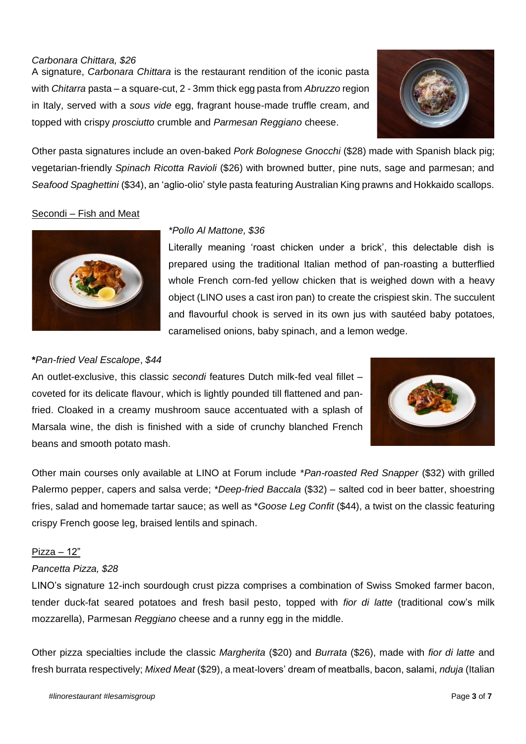*Carbonara Chittara, $26*
A signature, *Carbonara Chittara* is the restaurant rendition of the iconic pasta with *Chitarra* pasta – a square-cut, 2 - 3mm thick egg pasta from *Abruzzo* region in Italy, served with a *sous vide* egg, fragrant house-made truffle cream, and topped with crispy *prosciutto* crumble and *Parmesan Reggiano* cheese.

Other pasta signatures include an oven-baked *Pork Bolognese Gnocchi* ($28) made with Spanish black pig; vegetarian-friendly *Spinach Ricotta Ravioli* ($26) with browned butter, pine nuts, sage and parmesan; and *Seafood Spaghettini* ($34), an 'aglio-olio' style pasta featuring Australian King prawns and Hokkaido scallops.

Secondi – Fish and Meat

*\*Pollo Al Mattone, $36*
Literally meaning 'roast chicken under a brick', this delectable dish is prepared using the traditional Italian method of pan-roasting a butterflied whole French corn-fed yellow chicken that is weighed down with a heavy object (LINO uses a cast iron pan) to create the crispiest skin. The succulent and flavourful chook is served in its own jus with sautéed baby potatoes, caramelised onions, baby spinach, and a lemon wedge.

**\***\*Pan-fried Veal Escalope*, *$44*
An outlet-exclusive, this classic *secondi* features Dutch milk-fed veal fillet – coveted for its delicate flavour, which is lightly pounded till flattened and pan-fried. Cloaked in a creamy mushroom sauce accentuated with a splash of Marsala wine, the dish is finished with a side of crunchy blanched French beans and smooth potato mash.

Other main courses only available at LINO at Forum include \**Pan-roasted Red Snapper* ($32) with grilled Palermo pepper, capers and salsa verde; \**Deep-fried Baccala* ($32) – salted cod in beer batter, shoestring fries, salad and homemade tartar sauce; as well as \**Goose Leg Confit* ($44), a twist on the classic featuring crispy French goose leg, braised lentils and spinach.

Pizza – 12"

*Pancetta Pizza, $28*
LINO's signature 12-inch sourdough crust pizza comprises a combination of Swiss Smoked farmer bacon, tender duck-fat seared potatoes and fresh basil pesto, topped with *fior di latte* (traditional cow's milk mozzarella), Parmesan *Reggiano* cheese and a runny egg in the middle.

Other pizza specialties include the classic *Margherita* ($20) and *Burrata* ($26), made with *fior di latte* and fresh burrata respectively; *Mixed Meat* ($29), a meat-lovers' dream of meatballs, bacon, salami, *nduja* (Italian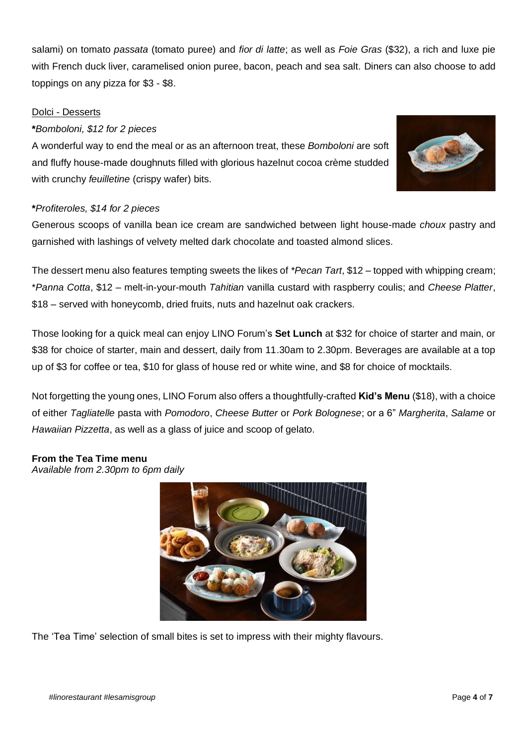salami) on tomato *passata* (tomato puree) and *fior di latte*; as well as *Foie Gras* ($32), a rich and luxe pie with French duck liver, caramelised onion puree, bacon, peach and sea salt. Diners can also choose to add toppings on any pizza for $3 - $8.

Dolci - Desserts

**\***_Bomboloni, $12 for 2 pieces_

A wonderful way to end the meal or as an afternoon treat, these *Bomboloni* are soft and fluffy house-made doughnuts filled with glorious hazelnut cocoa crème studded with crunchy *feuilletine* (crispy wafer) bits.

**\***_Profiteroles, $14 for 2 pieces_

Generous scoops of vanilla bean ice cream are sandwiched between light house-made *choux* pastry and garnished with lashings of velvety melted dark chocolate and toasted almond slices.

The dessert menu also features tempting sweets the likes of *\*Pecan Tart*, $12 – topped with whipping cream; \**Panna Cotta*, $12 – melt-in-your-mouth *Tahitian* vanilla custard with raspberry coulis; and *Cheese Platter*, $18 – served with honeycomb, dried fruits, nuts and hazelnut oak crackers.

Those looking for a quick meal can enjoy LINO Forum's **Set Lunch** at $32 for choice of starter and main, or $38 for choice of starter, main and dessert, daily from 11.30am to 2.30pm. Beverages are available at a top up of $3 for coffee or tea, $10 for glass of house red or white wine, and $8 for choice of mocktails.

Not forgetting the young ones, LINO Forum also offers a thoughtfully-crafted **Kid's Menu** ($18), with a choice of either *Tagliatelle* pasta with *Pomodoro*, *Cheese Butter* or *Pork Bolognese*; or a 6" *Margherita*, *Salame* or *Hawaiian Pizzetta*, as well as a glass of juice and scoop of gelato.

**From the Tea Time menu**
*Available from 2.30pm to 6pm daily*

The 'Tea Time' selection of small bites is set to impress with their mighty flavours.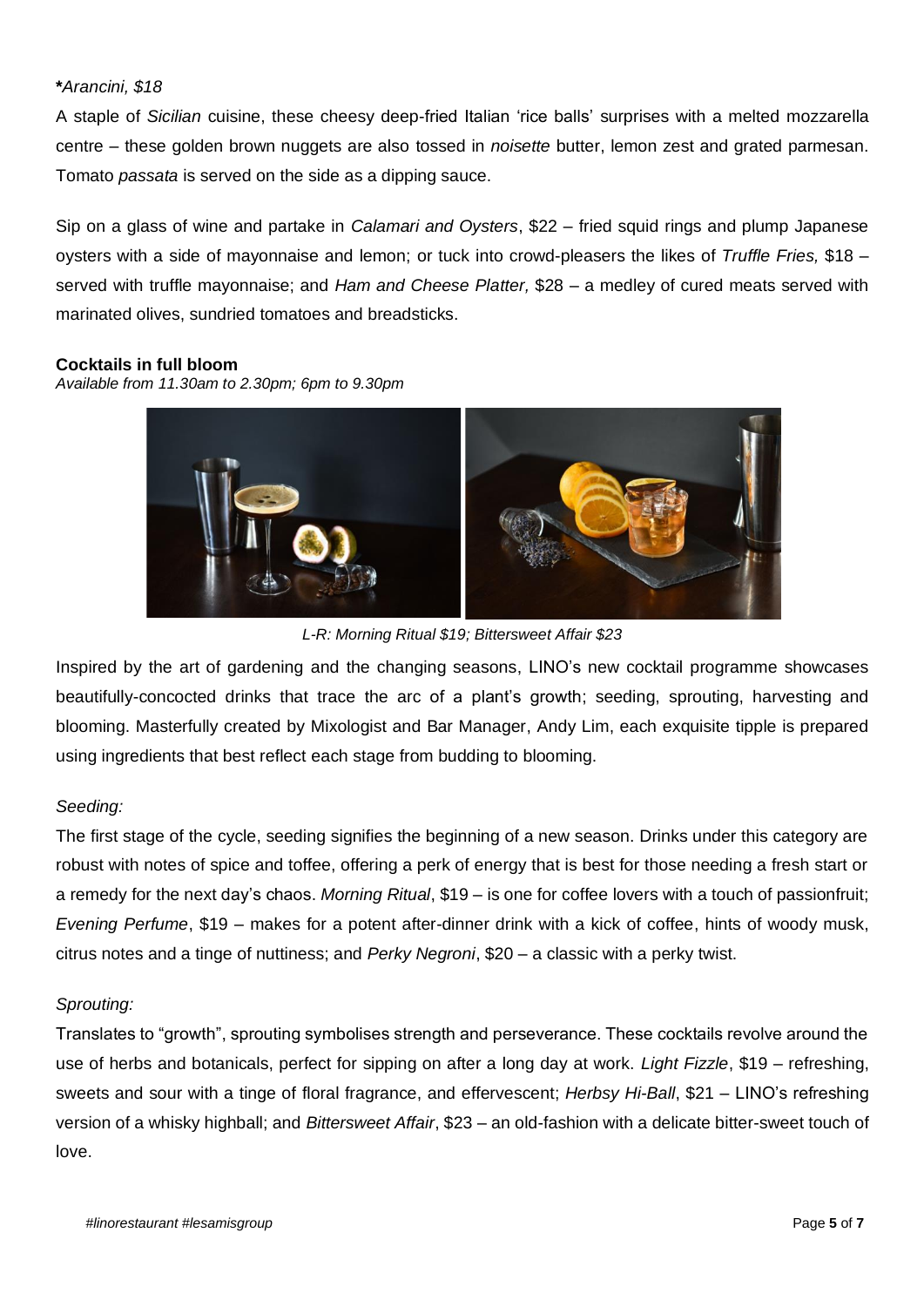***Arancini, $18***

A staple of *Sicilian* cuisine, these cheesy deep-fried Italian 'rice balls' surprises with a melted mozzarella centre – these golden brown nuggets are also tossed in *noisette* butter, lemon zest and grated parmesan. Tomato *passata* is served on the side as a dipping sauce.

Sip on a glass of wine and partake in *Calamari and Oysters*, $22 – fried squid rings and plump Japanese oysters with a side of mayonnaise and lemon; or tuck into crowd-pleasers the likes of *Truffle Fries,* $18 – served with truffle mayonnaise; and *Ham and Cheese Platter,* $28 – a medley of cured meats served with marinated olives, sundried tomatoes and breadsticks.

**Cocktails in full bloom**

*Available from 11.30am to 2.30pm; 6pm to 9.30pm*

*L-R: Morning Ritual $19; Bittersweet Affair $23*

Inspired by the art of gardening and the changing seasons, LINO's new cocktail programme showcases beautifully-concocted drinks that trace the arc of a plant's growth; seeding, sprouting, harvesting and blooming. Masterfully created by Mixologist and Bar Manager, Andy Lim, each exquisite tipple is prepared using ingredients that best reflect each stage from budding to blooming.

*Seeding:*

The first stage of the cycle, seeding signifies the beginning of a new season. Drinks under this category are robust with notes of spice and toffee, offering a perk of energy that is best for those needing a fresh start or a remedy for the next day's chaos. *Morning Ritual*, $19 – is one for coffee lovers with a touch of passionfruit; *Evening Perfume*, $19 – makes for a potent after-dinner drink with a kick of coffee, hints of woody musk, citrus notes and a tinge of nuttiness; and *Perky Negroni*, $20 – a classic with a perky twist.

*Sprouting:*

Translates to "growth", sprouting symbolises strength and perseverance. These cocktails revolve around the use of herbs and botanicals, perfect for sipping on after a long day at work. *Light Fizzle*, $19 – refreshing, sweets and sour with a tinge of floral fragrance, and effervescent; *Herbsy Hi-Ball*, $21 – LINO's refreshing version of a whisky highball; and *Bittersweet Affair*, $23 – an old-fashion with a delicate bitter-sweet touch of love.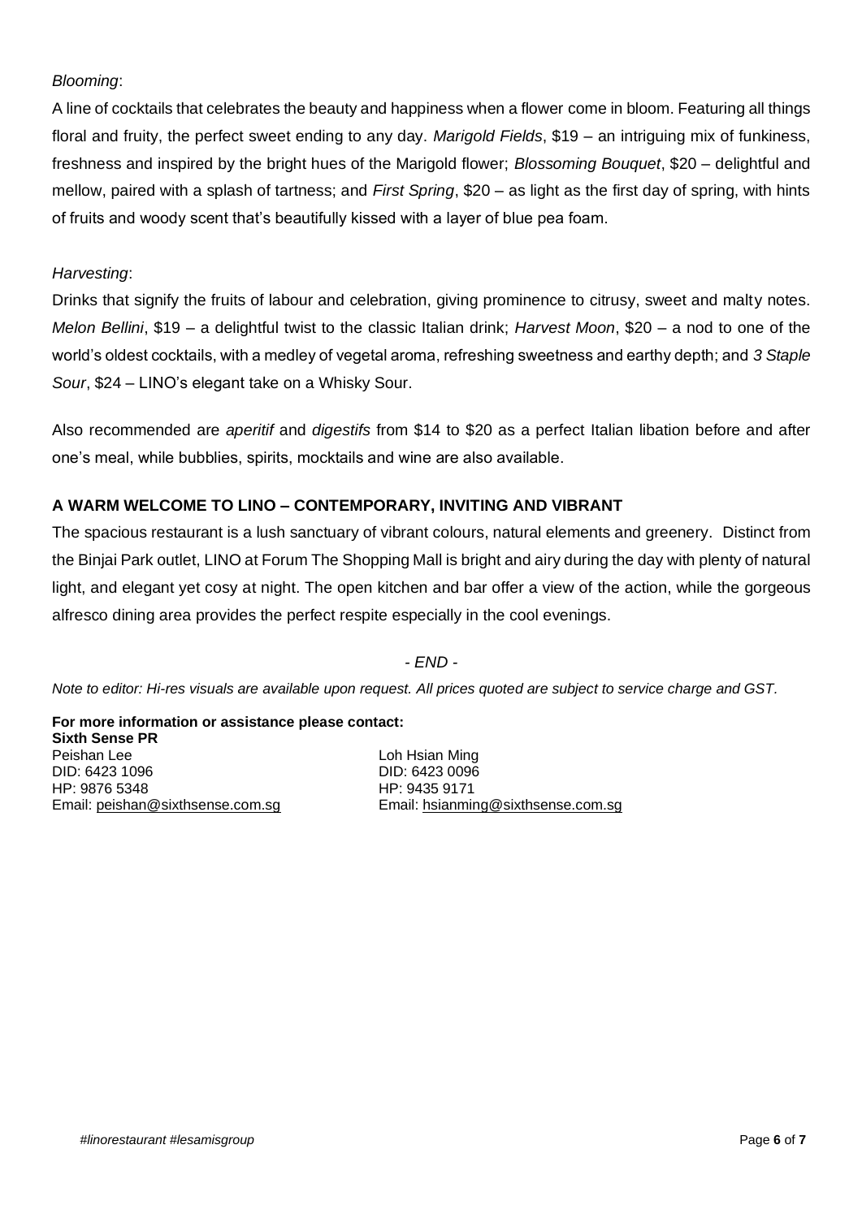*Blooming*:

A line of cocktails that celebrates the beauty and happiness when a flower come in bloom. Featuring all things floral and fruity, the perfect sweet ending to any day. *Marigold Fields*, $19 – an intriguing mix of funkiness, freshness and inspired by the bright hues of the Marigold flower; *Blossoming Bouquet*, $20 – delightful and mellow, paired with a splash of tartness; and *First Spring*, $20 – as light as the first day of spring, with hints of fruits and woody scent that's beautifully kissed with a layer of blue pea foam.

*Harvesting*:

Drinks that signify the fruits of labour and celebration, giving prominence to citrusy, sweet and malty notes. *Melon Bellini*, $19 – a delightful twist to the classic Italian drink; *Harvest Moon*, $20 – a nod to one of the world's oldest cocktails, with a medley of vegetal aroma, refreshing sweetness and earthy depth; and *3 Staple Sour*, $24 – LINO's elegant take on a Whisky Sour.

Also recommended are *aperitif* and *digestifs* from $14 to $20 as a perfect Italian libation before and after one's meal, while bubblies, spirits, mocktails and wine are also available.

**A WARM WELCOME TO LINO – CONTEMPORARY, INVITING AND VIBRANT**

The spacious restaurant is a lush sanctuary of vibrant colours, natural elements and greenery. Distinct from the Binjai Park outlet, LINO at Forum The Shopping Mall is bright and airy during the day with plenty of natural light, and elegant yet cosy at night. The open kitchen and bar offer a view of the action, while the gorgeous alfresco dining area provides the perfect respite especially in the cool evenings.

*- END -*

*Note to editor: Hi-res visuals are available upon request. All prices quoted are subject to service charge and GST.*

**For more information or assistance please contact:**
**Sixth Sense PR**

Peishan Lee
DID: 6423 1096
HP: 9876 5348
Email: peishan@sixthsense.com.sg

Loh Hsian Ming
DID: 6423 0096
HP: 9435 9171
Email: hsianming@sixthsense.com.sg

*#linorestaurant #lesamisgroup*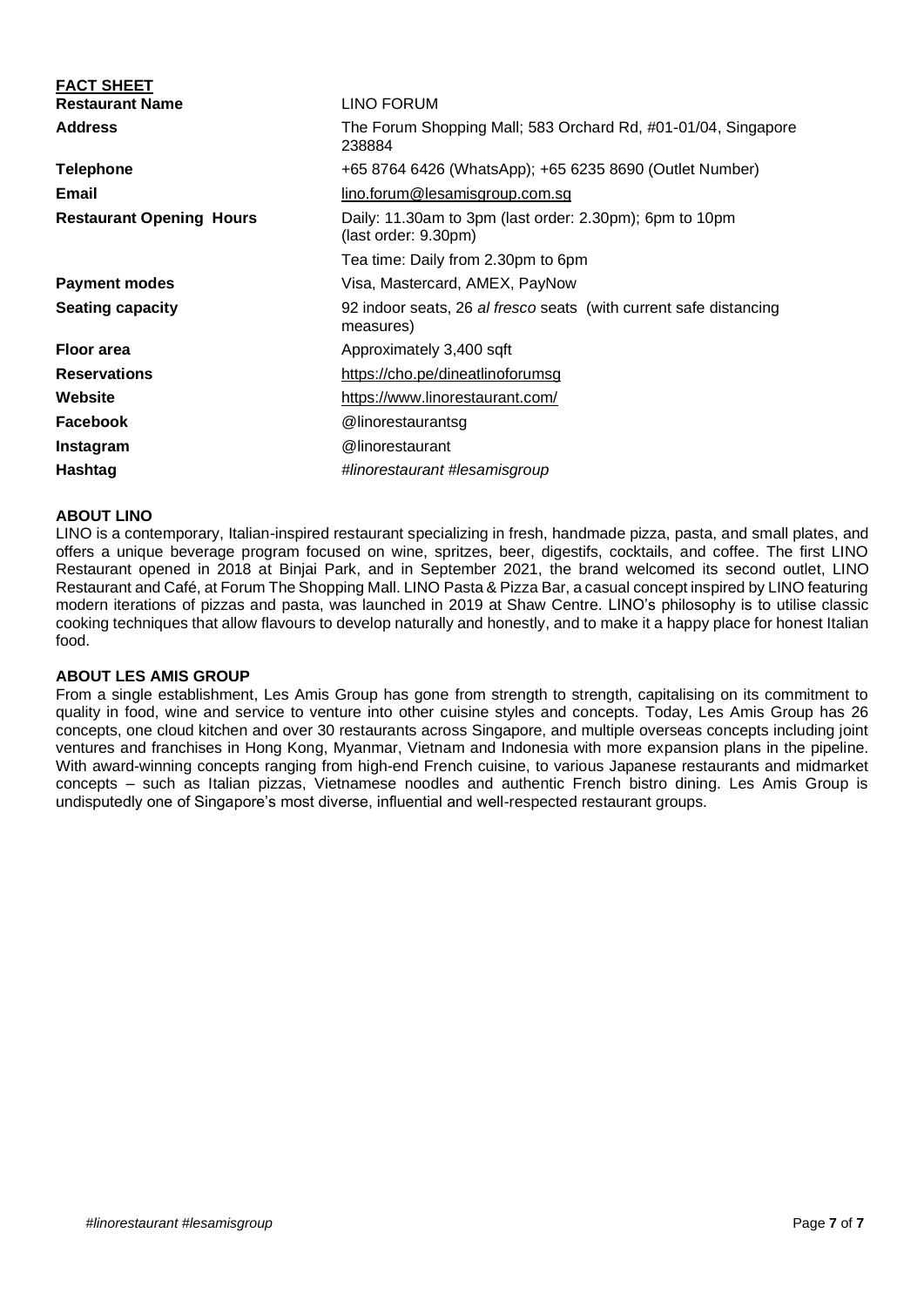## FACT SHEET

| | |
|---|---|
| **Restaurant Name** | LINO FORUM |
| **Address** | The Forum Shopping Mall; 583 Orchard Rd, #01-01/04, Singapore 238884 |
| **Telephone** | +65 8764 6426 (WhatsApp); +65 6235 8690 (Outlet Number) |
| **Email** | lino.forum@lesamisgroup.com.sg |
| **Restaurant Opening Hours** | Daily: 11.30am to 3pm (last order: 2.30pm); 6pm to 10pm (last order: 9.30pm) |
| | Tea time: Daily from 2.30pm to 6pm |
| **Payment modes** | Visa, Mastercard, AMEX, PayNow |
| **Seating capacity** | 92 indoor seats, 26 *al fresco* seats (with current safe distancing measures) |
| **Floor area** | Approximately 3,400 sqft |
| **Reservations** | https://cho.pe/dineatlinoforumsg |
| **Website** | https://www.linorestaurant.com/ |
| **Facebook** | @linorestaurantsg |
| **Instagram** | @linorestaurant |
| **Hashtag** | *#linorestaurant #lesamisgroup* |

### ABOUT LINO

LINO is a contemporary, Italian-inspired restaurant specializing in fresh, handmade pizza, pasta, and small plates, and offers a unique beverage program focused on wine, spritzes, beer, digestifs, cocktails, and coffee. The first LINO Restaurant opened in 2018 at Binjai Park, and in September 2021, the brand welcomed its second outlet, LINO Restaurant and Café, at Forum The Shopping Mall. LINO Pasta & Pizza Bar, a casual concept inspired by LINO featuring modern iterations of pizzas and pasta, was launched in 2019 at Shaw Centre. LINO's philosophy is to utilise classic cooking techniques that allow flavours to develop naturally and honestly, and to make it a happy place for honest Italian food.

### ABOUT LES AMIS GROUP

From a single establishment, Les Amis Group has gone from strength to strength, capitalising on its commitment to quality in food, wine and service to venture into other cuisine styles and concepts. Today, Les Amis Group has 26 concepts, one cloud kitchen and over 30 restaurants across Singapore, and multiple overseas concepts including joint ventures and franchises in Hong Kong, Myanmar, Vietnam and Indonesia with more expansion plans in the pipeline. With award-winning concepts ranging from high-end French cuisine, to various Japanese restaurants and midmarket concepts – such as Italian pizzas, Vietnamese noodles and authentic French bistro dining. Les Amis Group is undisputedly one of Singapore's most diverse, influential and well-respected restaurant groups.